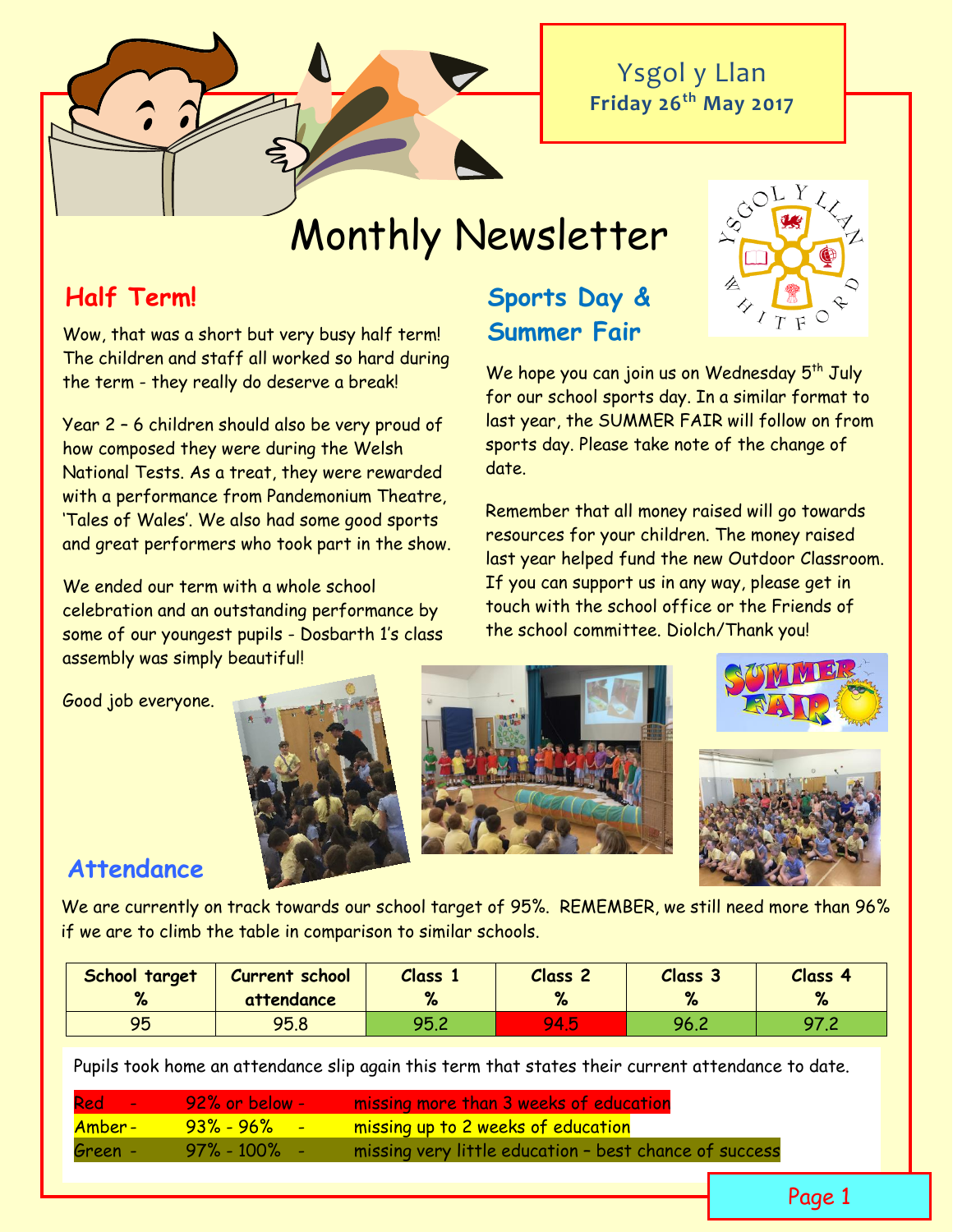Ysgol y Llan
**Friday 26th May 2017**

# Monthly Newsletter

## Half Term!

Wow, that was a short but very busy half term! The children and staff all worked so hard during the term - they really do deserve a break!

Year 2 – 6 children should also be very proud of how composed they were during the Welsh National Tests. As a treat, they were rewarded with a performance from Pandemonium Theatre, 'Tales of Wales'. We also had some good sports and great performers who took part in the show.

We ended our term with a whole school celebration and an outstanding performance by some of our youngest pupils - Dosbarth 1's class assembly was simply beautiful!

Good job everyone.

## Sports Day & Summer Fair

We hope you can join us on Wednesday 5th July for our school sports day. In a similar format to last year, the SUMMER FAIR will follow on from sports day. Please take note of the change of date.

Remember that all money raised will go towards resources for your children. The money raised last year helped fund the new Outdoor Classroom. If you can support us in any way, please get in touch with the school office or the Friends of the school committee. Diolch/Thank you!

## Attendance

We are currently on track towards our school target of 95%. REMEMBER, we still need more than 96% if we are to climb the table in comparison to similar schools.

| School target % | Current school attendance | Class 1 % | Class 2 % | Class 3 % | Class 4 % |
|---|---|---|---|---|---|
| 95 | 95.8 | 95.2 | 94.5 | 96.2 | 97.2 |

Pupils took home an attendance slip again this term that states their current attendance to date.

| | | |
|---|---|---|
| Red - | 92% or below - | missing more than 3 weeks of education |
| Amber - | 93% - 96% - | missing up to 2 weeks of education |
| Green - | 97% - 100% - | missing very little education – best chance of success |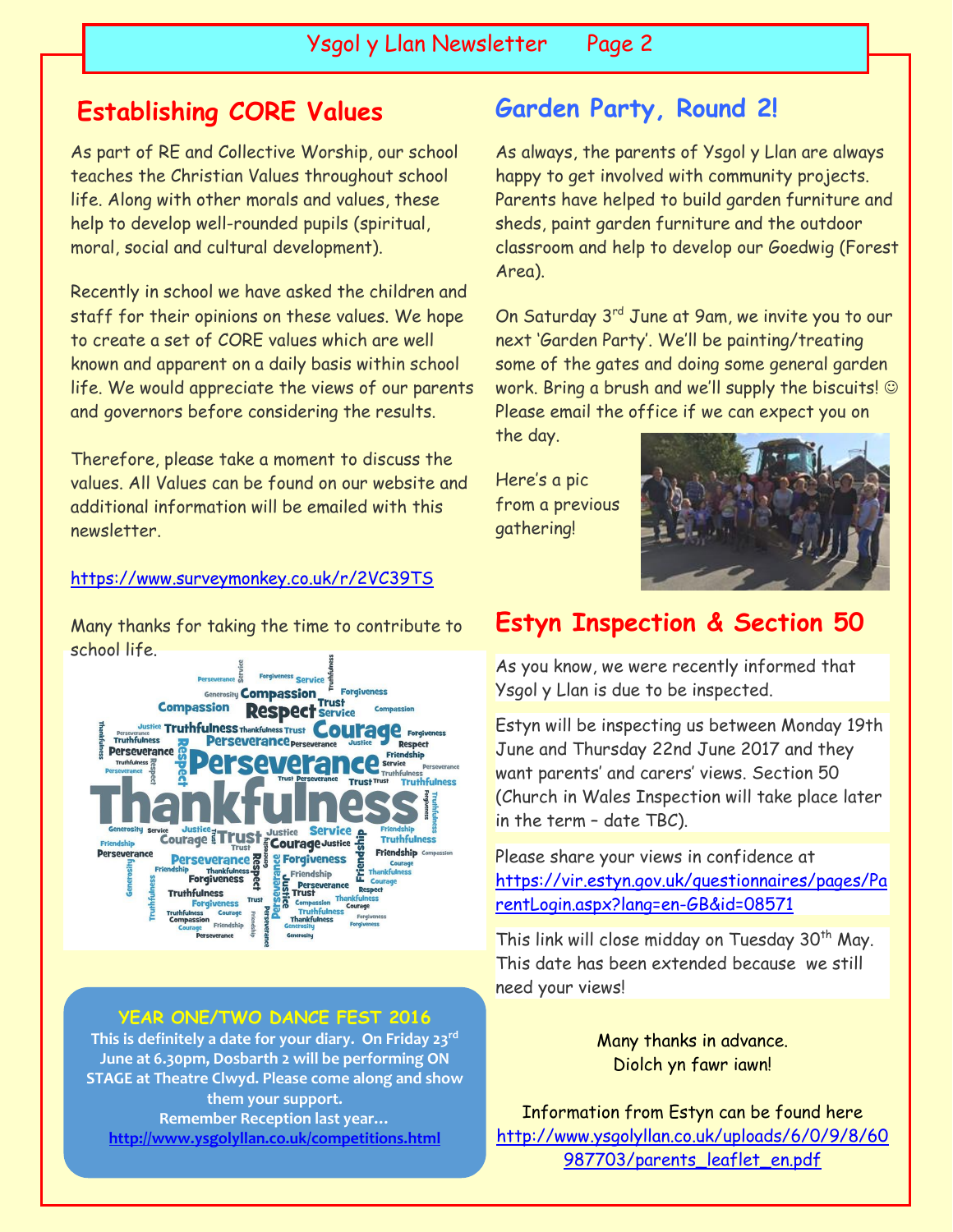## Establishing CORE Values

As part of RE and Collective Worship, our school teaches the Christian Values throughout school life. Along with other morals and values, these help to develop well-rounded pupils (spiritual, moral, social and cultural development).

Recently in school we have asked the children and staff for their opinions on these values. We hope to create a set of CORE values which are well known and apparent on a daily basis within school life. We would appreciate the views of our parents and governors before considering the results.

Therefore, please take a moment to discuss the values. All Values can be found on our website and additional information will be emailed with this newsletter.

https://www.surveymonkey.co.uk/r/2VC39TS

Many thanks for taking the time to contribute to school life.

**YEAR ONE/TWO DANCE FEST 2016**

**This is definitely a date for your diary. On Friday 23rd June at 6.30pm, Dosbarth 2 will be performing ON STAGE at Theatre Clwyd. Please come along and show them your support.**

**Remember Reception last year…**

**http://www.ysgolyllan.co.uk/competitions.html**

## Garden Party, Round 2!

As always, the parents of Ysgol y Llan are always happy to get involved with community projects. Parents have helped to build garden furniture and sheds, paint garden furniture and the outdoor classroom and help to develop our Goedwig (Forest Area).

On Saturday 3rd June at 9am, we invite you to our next 'Garden Party'. We'll be painting/treating some of the gates and doing some general garden work. Bring a brush and we'll supply the biscuits! ☺ Please email the office if we can expect you on the day.

Here's a pic from a previous gathering!

## Estyn Inspection & Section 50

As you know, we were recently informed that Ysgol y Llan is due to be inspected.

Estyn will be inspecting us between Monday 19th June and Thursday 22nd June 2017 and they want parents' and carers' views. Section 50 (Church in Wales Inspection will take place later in the term – date TBC).

Please share your views in confidence at https://vir.estyn.gov.uk/questionnaires/pages/ParentLogin.aspx?lang=en-GB&id=08571

This link will close midday on Tuesday 30th May. This date has been extended because we still need your views!

Many thanks in advance.
Diolch yn fawr iawn!

Information from Estyn can be found here http://www.ysgolyllan.co.uk/uploads/6/0/9/8/60987703/parents_leaflet_en.pdf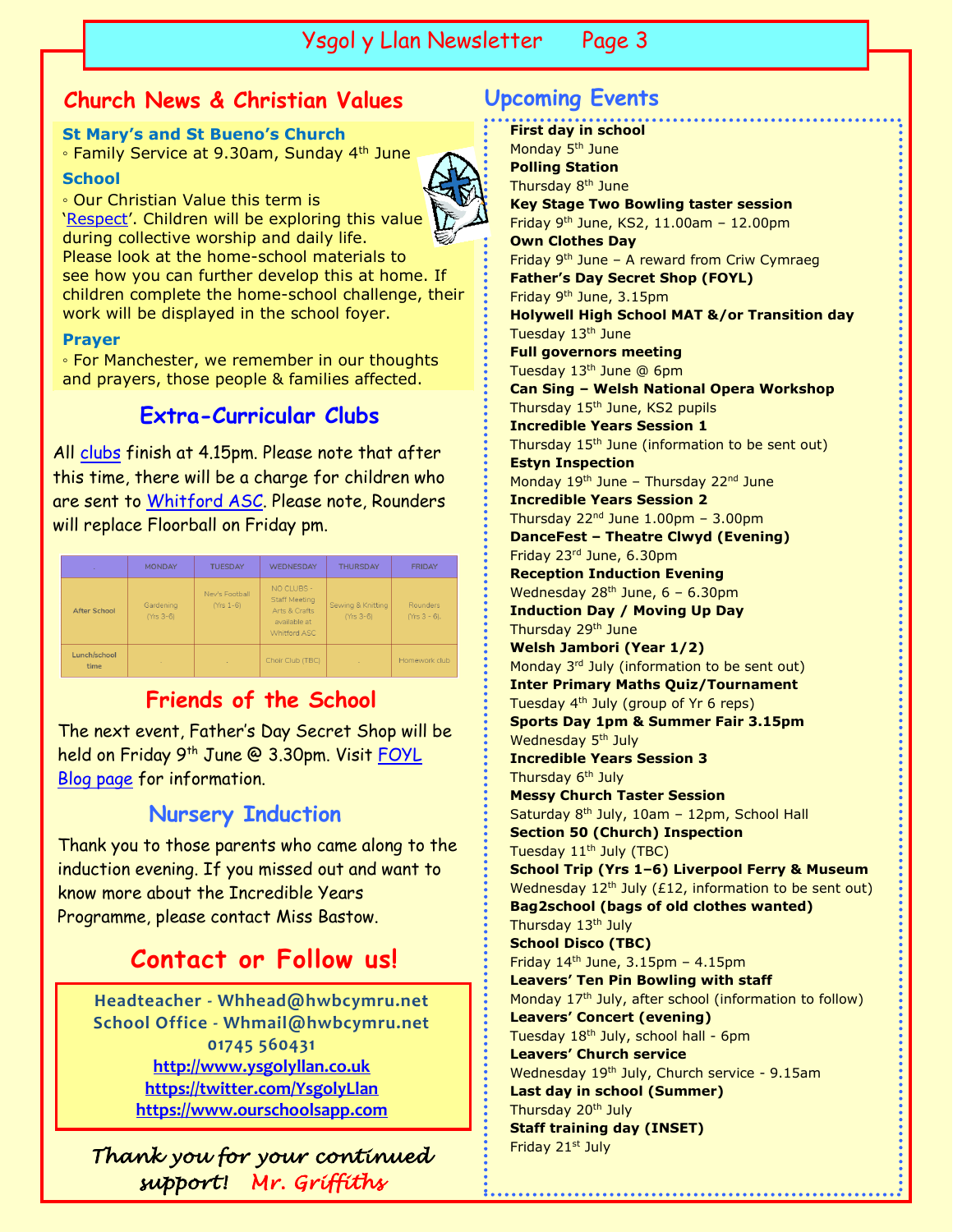## Church News & Christian Values

**St Mary's and St Bueno's Church**

◦ Family Service at 9.30am, Sunday 4th June

**School**

◦ Our Christian Value this term is 'Respect'. Children will be exploring this value during collective worship and daily life. Please look at the home-school materials to see how you can further develop this at home. If children complete the home-school challenge, their work will be displayed in the school foyer.

**Prayer**

◦ For Manchester, we remember in our thoughts and prayers, those people & families affected.

## Extra-Curricular Clubs

All clubs finish at 4.15pm. Please note that after this time, there will be a charge for children who are sent to Whitford ASC. Please note, Rounders will replace Floorball on Friday pm.

| . | MONDAY | TUESDAY | WEDNESDAY | THURSDAY | FRIDAY |
|---|---|---|---|---|---|
| After School | Gardening (Yrs 3-6) | Nev's Football (Yrs 1-6) | NO CLUBS - Staff Meeting Arts & Crafts available at Whitford ASC | Sewing & Knitting (Yrs 3-6) | Rounders (Yrs 3 - 6). |
| Lunch/school time | . | . | Choir Club (TBC) | . | Homework club |

## Friends of the School

The next event, Father's Day Secret Shop will be held on Friday 9th June @ 3.30pm. Visit FOYL Blog page for information.

## Nursery Induction

Thank you to those parents who came along to the induction evening. If you missed out and want to know more about the Incredible Years Programme, please contact Miss Bastow.

## Contact or Follow us!

**Headteacher - Whhead@hwbcymru.net**
**School Office - Whmail@hwbcymru.net**
**01745 560431**
**http://www.ysgolyllan.co.uk**
**https://twitter.com/YsgolyLlan**
**https://www.ourschoolsapp.com**

*Thank you for your continued support! Mr. Griffiths*

## Upcoming Events

**First day in school**
Monday 5th June

**Polling Station**
Thursday 8th June

**Key Stage Two Bowling taster session**
Friday 9th June, KS2, 11.00am – 12.00pm

**Own Clothes Day**
Friday 9th June – A reward from Criw Cymraeg

**Father's Day Secret Shop (FOYL)**
Friday 9th June, 3.15pm

**Holywell High School MAT &/or Transition day**
Tuesday 13th June

**Full governors meeting**
Tuesday 13th June @ 6pm

**Can Sing – Welsh National Opera Workshop**
Thursday 15th June, KS2 pupils

**Incredible Years Session 1**
Thursday 15th June (information to be sent out)

**Estyn Inspection**
Monday 19th June – Thursday 22nd June

**Incredible Years Session 2**
Thursday 22nd June 1.00pm – 3.00pm

**DanceFest – Theatre Clwyd (Evening)**
Friday 23rd June, 6.30pm

**Reception Induction Evening**
Wednesday 28th June, 6 – 6.30pm

**Induction Day / Moving Up Day**
Thursday 29th June

**Welsh Jambori (Year 1/2)**
Monday 3rd July (information to be sent out)

**Inter Primary Maths Quiz/Tournament**
Tuesday 4th July (group of Yr 6 reps)

**Sports Day 1pm & Summer Fair 3.15pm**
Wednesday 5th July

**Incredible Years Session 3**
Thursday 6th July

**Messy Church Taster Session**
Saturday 8th July, 10am – 12pm, School Hall

**Section 50 (Church) Inspection**
Tuesday 11th July (TBC)

**School Trip (Yrs 1–6) Liverpool Ferry & Museum**
Wednesday 12th July (£12, information to be sent out)

**Bag2school (bags of old clothes wanted)**
Thursday 13th July

**School Disco (TBC)**
Friday 14th June, 3.15pm – 4.15pm

**Leavers' Ten Pin Bowling with staff**
Monday 17th July, after school (information to follow)

**Leavers' Concert (evening)**
Tuesday 18th July, school hall - 6pm

**Leavers' Church service**
Wednesday 19th July, Church service - 9.15am

**Last day in school (Summer)**
Thursday 20th July

**Staff training day (INSET)**
Friday 21st July